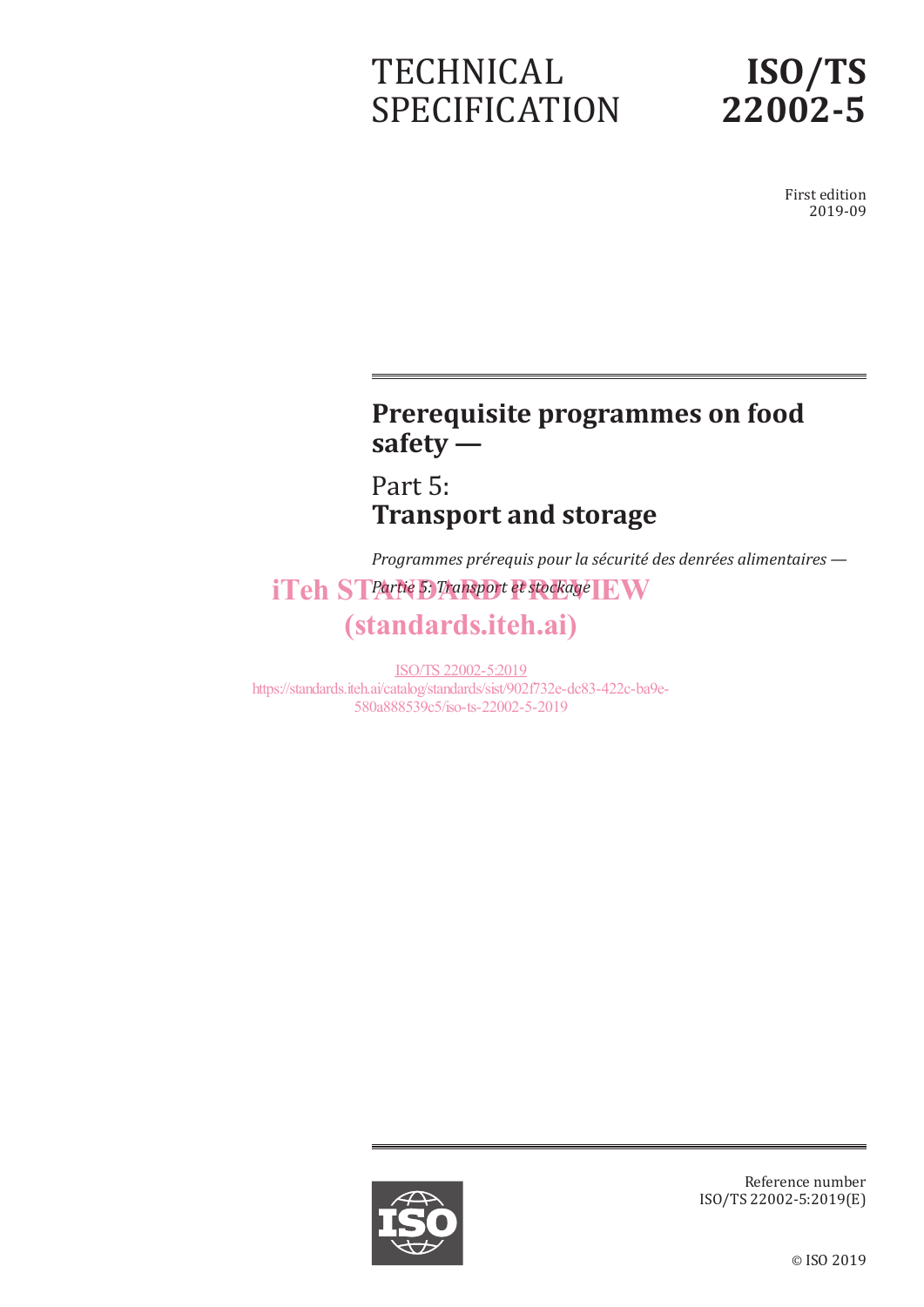TECHNICAL SPECIFICATION

# ISO/TS 22002-5

First edition
2019-09

# Prerequisite programmes on food safety —

## Part 5:
## Transport and storage

*Programmes prérequis pour la sécurité des denrées alimentaires —*
*Partie 5: Transport et stockage*

iTeh STANDARD PREVIEW
(standards.iteh.ai)

ISO/TS 22002-5:2019
https://standards.iteh.ai/catalog/standards/sist/902f732e-dc83-422c-ba9e-580a888539c5/iso-ts-22002-5-2019

Reference number
ISO/TS 22002-5:2019(E)

© ISO 2019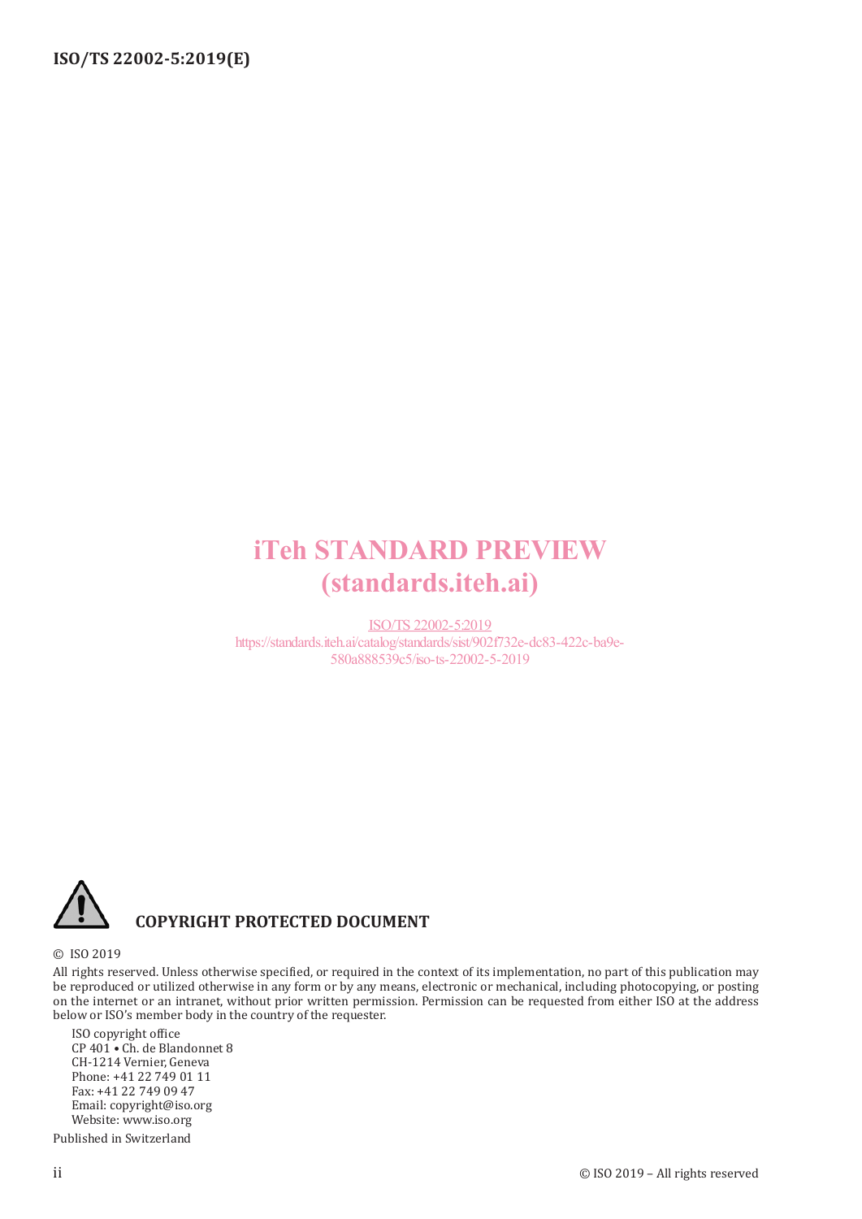iTeh STANDARD PREVIEW
(standards.iteh.ai)

ISO/TS 22002-5:2019
https://standards.iteh.ai/catalog/standards/sist/902f732e-dc83-422c-ba9e-580a888539c5/iso-ts-22002-5-2019

**COPYRIGHT PROTECTED DOCUMENT**

© ISO 2019

All rights reserved. Unless otherwise specified, or required in the context of its implementation, no part of this publication may be reproduced or utilized otherwise in any form or by any means, electronic or mechanical, including photocopying, or posting on the internet or an intranet, without prior written permission. Permission can be requested from either ISO at the address below or ISO's member body in the country of the requester.

ISO copyright office
CP 401 • Ch. de Blandonnet 8
CH-1214 Vernier, Geneva
Phone: +41 22 749 01 11
Fax: +41 22 749 09 47
Email: copyright@iso.org
Website: www.iso.org

Published in Switzerland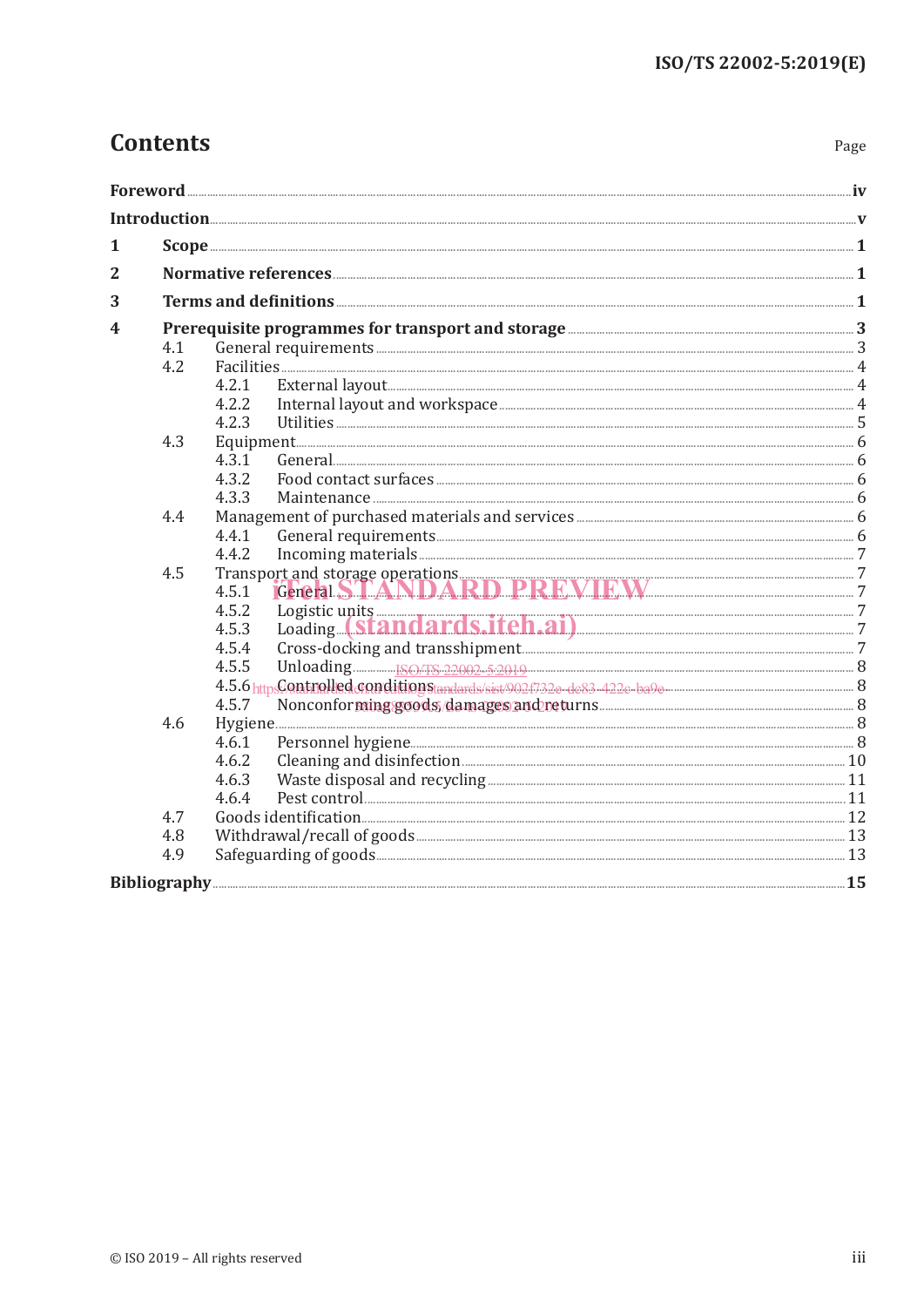# Contents

Page

| | | |
|---|---|---|
| **Foreword** | | **iv** |
| **Introduction** | | **v** |
| **1** | **Scope** | **1** |
| **2** | **Normative references** | **1** |
| **3** | **Terms and definitions** | **1** |
| **4** | **Prerequisite programmes for transport and storage** | **3** |
| | 4.1 General requirements | 3 |
| | 4.2 Facilities | 4 |
| | 4.2.1 External layout | 4 |
| | 4.2.2 Internal layout and workspace | 4 |
| | 4.2.3 Utilities | 5 |
| | 4.3 Equipment | 6 |
| | 4.3.1 General | 6 |
| | 4.3.2 Food contact surfaces | 6 |
| | 4.3.3 Maintenance | 6 |
| | 4.4 Management of purchased materials and services | 6 |
| | 4.4.1 General requirements | 6 |
| | 4.4.2 Incoming materials | 7 |
| | 4.5 Transport and storage operations | 7 |
| | 4.5.1 General | 7 |
| | 4.5.2 Logistic units | 7 |
| | 4.5.3 Loading | 7 |
| | 4.5.4 Cross-docking and transshipment | 7 |
| | 4.5.5 Unloading | 8 |
| | 4.5.6 Controlled conditions | 8 |
| | 4.5.7 Nonconforming goods, damages and returns | 8 |
| | 4.6 Hygiene | 8 |
| | 4.6.1 Personnel hygiene | 8 |
| | 4.6.2 Cleaning and disinfection | 10 |
| | 4.6.3 Waste disposal and recycling | 11 |
| | 4.6.4 Pest control | 11 |
| | 4.7 Goods identification | 12 |
| | 4.8 Withdrawal/recall of goods | 13 |
| | 4.9 Safeguarding of goods | 13 |
| **Bibliography** | | **15** |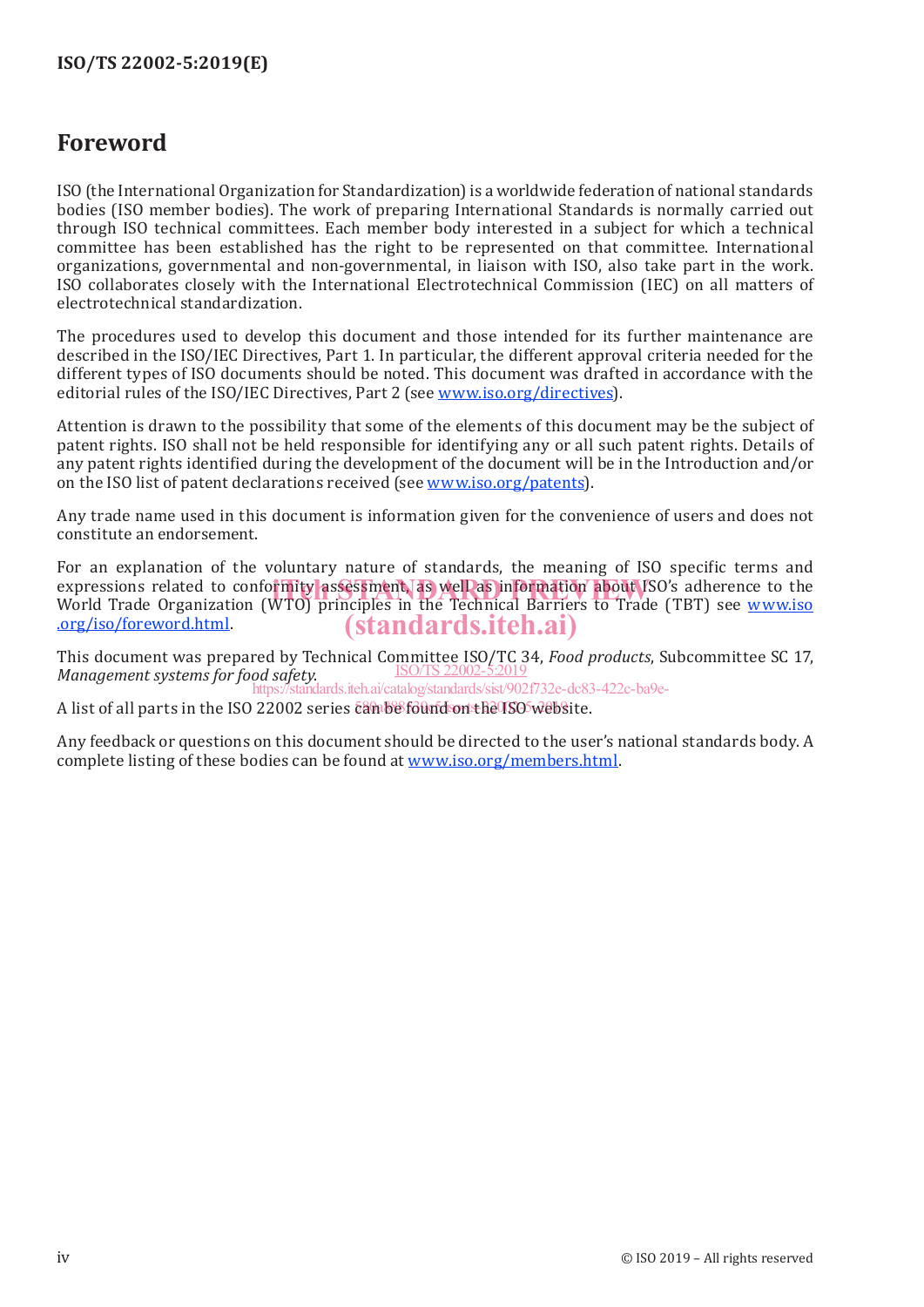# Foreword

ISO (the International Organization for Standardization) is a worldwide federation of national standards bodies (ISO member bodies). The work of preparing International Standards is normally carried out through ISO technical committees. Each member body interested in a subject for which a technical committee has been established has the right to be represented on that committee. International organizations, governmental and non-governmental, in liaison with ISO, also take part in the work. ISO collaborates closely with the International Electrotechnical Commission (IEC) on all matters of electrotechnical standardization.

The procedures used to develop this document and those intended for its further maintenance are described in the ISO/IEC Directives, Part 1. In particular, the different approval criteria needed for the different types of ISO documents should be noted. This document was drafted in accordance with the editorial rules of the ISO/IEC Directives, Part 2 (see www.iso.org/directives).

Attention is drawn to the possibility that some of the elements of this document may be the subject of patent rights. ISO shall not be held responsible for identifying any or all such patent rights. Details of any patent rights identified during the development of the document will be in the Introduction and/or on the ISO list of patent declarations received (see www.iso.org/patents).

Any trade name used in this document is information given for the convenience of users and does not constitute an endorsement.

For an explanation of the voluntary nature of standards, the meaning of ISO specific terms and expressions related to conformity assessment, as well as information about ISO's adherence to the World Trade Organization (WTO) principles in the Technical Barriers to Trade (TBT) see www.iso.org/iso/foreword.html.

This document was prepared by Technical Committee ISO/TC 34, *Food products*, Subcommittee SC 17, *Management systems for food safety*.

A list of all parts in the ISO 22002 series can be found on the ISO website.

Any feedback or questions on this document should be directed to the user's national standards body. A complete listing of these bodies can be found at www.iso.org/members.html.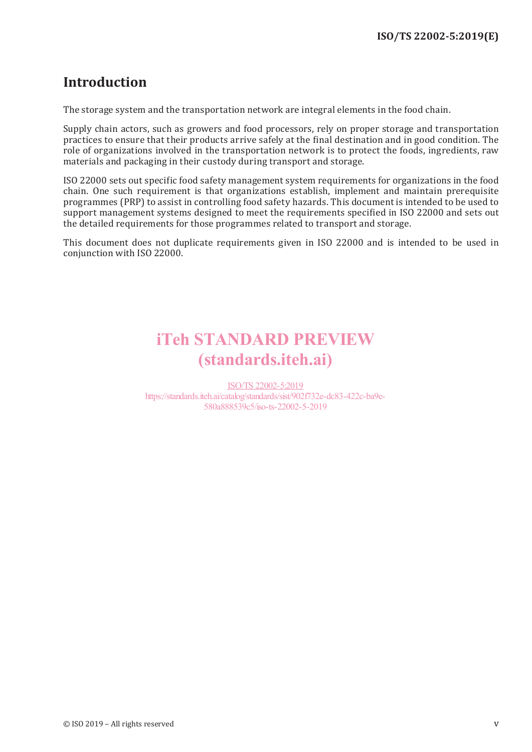## Introduction

The storage system and the transportation network are integral elements in the food chain.

Supply chain actors, such as growers and food processors, rely on proper storage and transportation practices to ensure that their products arrive safely at the final destination and in good condition. The role of organizations involved in the transportation network is to protect the foods, ingredients, raw materials and packaging in their custody during transport and storage.

ISO 22000 sets out specific food safety management system requirements for organizations in the food chain. One such requirement is that organizations establish, implement and maintain prerequisite programmes (PRP) to assist in controlling food safety hazards. This document is intended to be used to support management systems designed to meet the requirements specified in ISO 22000 and sets out the detailed requirements for those programmes related to transport and storage.

This document does not duplicate requirements given in ISO 22000 and is intended to be used in conjunction with ISO 22000.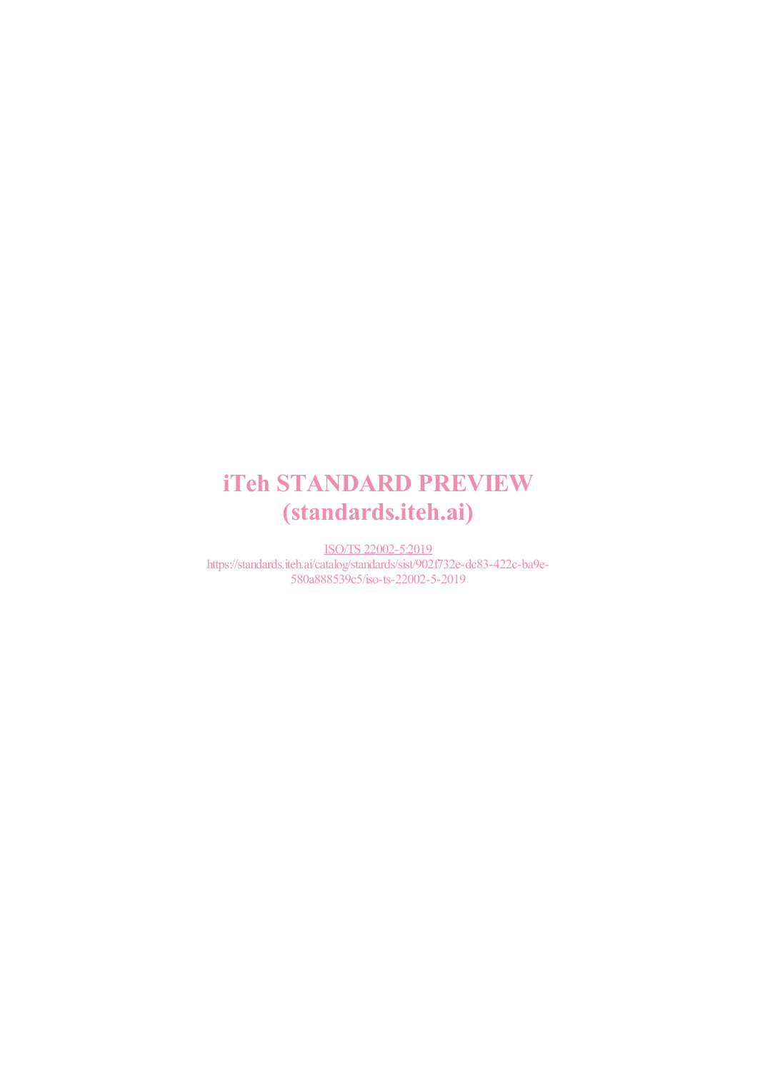# iTeh STANDARD PREVIEW
# (standards.iteh.ai)

ISO/TS 22002-5:2019
https://standards.iteh.ai/catalog/standards/sist/902f732e-dc83-422c-ba9e-580a888539c5/iso-ts-22002-5-2019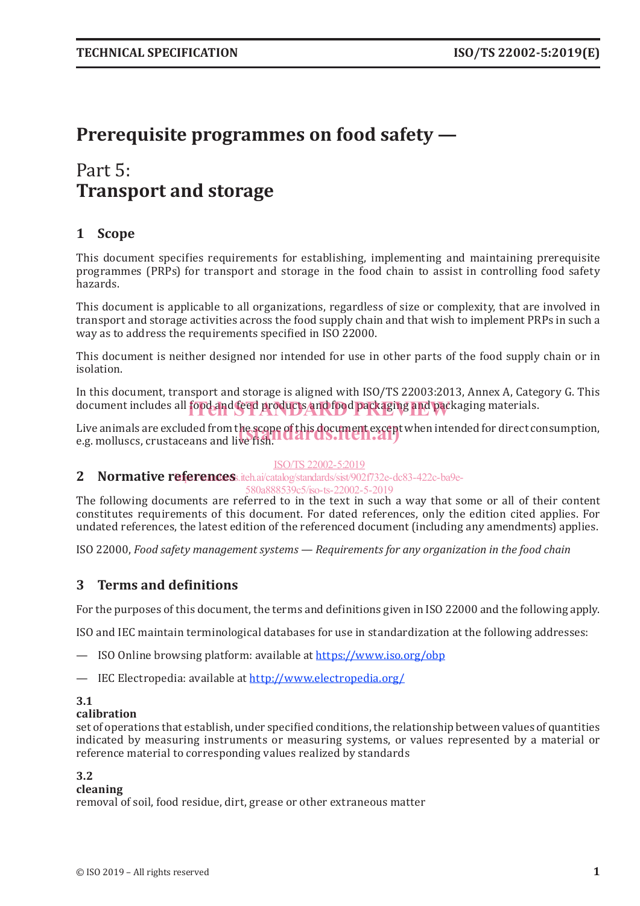# Prerequisite programmes on food safety —

# Part 5: Transport and storage

## 1 Scope

This document specifies requirements for establishing, implementing and maintaining prerequisite programmes (PRPs) for transport and storage in the food chain to assist in controlling food safety hazards.

This document is applicable to all organizations, regardless of size or complexity, that are involved in transport and storage activities across the food supply chain and that wish to implement PRPs in such a way as to address the requirements specified in ISO 22000.

This document is neither designed nor intended for use in other parts of the food supply chain or in isolation.

In this document, transport and storage is aligned with ISO/TS 22003:2013, Annex A, Category G. This document includes all food and feed products and food packaging and packaging materials.

Live animals are excluded from the scope of this document except when intended for direct consumption, e.g. molluscs, crustaceans and live fish.

## 2 Normative references

The following documents are referred to in the text in such a way that some or all of their content constitutes requirements of this document. For dated references, only the edition cited applies. For undated references, the latest edition of the referenced document (including any amendments) applies.

ISO 22000, *Food safety management systems — Requirements for any organization in the food chain*

## 3 Terms and definitions

For the purposes of this document, the terms and definitions given in ISO 22000 and the following apply.

ISO and IEC maintain terminological databases for use in standardization at the following addresses:

— ISO Online browsing platform: available at https://www.iso.org/obp

— IEC Electropedia: available at http://www.electropedia.org/

**3.1**
**calibration**
set of operations that establish, under specified conditions, the relationship between values of quantities indicated by measuring instruments or measuring systems, or values represented by a material or reference material to corresponding values realized by standards

**3.2**
**cleaning**
removal of soil, food residue, dirt, grease or other extraneous matter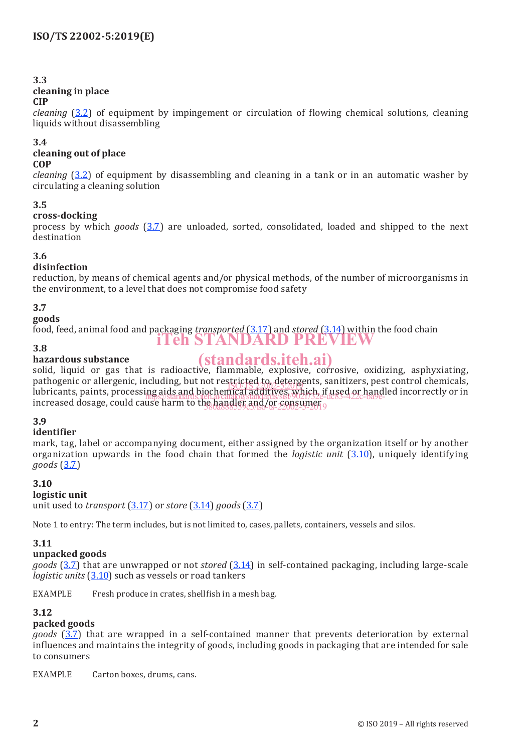### 3.3
**cleaning in place**
**CIP**
*cleaning* (3.2) of equipment by impingement or circulation of flowing chemical solutions, cleaning liquids without disassembling

### 3.4
**cleaning out of place**
**COP**
*cleaning* (3.2) of equipment by disassembling and cleaning in a tank or in an automatic washer by circulating a cleaning solution

### 3.5
**cross-docking**
process by which *goods* (3.7) are unloaded, sorted, consolidated, loaded and shipped to the next destination

### 3.6
**disinfection**
reduction, by means of chemical agents and/or physical methods, of the number of microorganisms in the environment, to a level that does not compromise food safety

### 3.7
**goods**
food, feed, animal food and packaging *transported* (3.17) and *stored* (3.14) within the food chain

### 3.8
**hazardous substance**
solid, liquid or gas that is radioactive, flammable, explosive, corrosive, oxidizing, asphyxiating, pathogenic or allergenic, including, but not restricted to, detergents, sanitizers, pest control chemicals, lubricants, paints, processing aids and biochemical additives, which, if used or handled incorrectly or in increased dosage, could cause harm to the handler and/or consumer

### 3.9
**identifier**
mark, tag, label or accompanying document, either assigned by the organization itself or by another organization upwards in the food chain that formed the *logistic unit* (3.10), uniquely identifying *goods* (3.7)

### 3.10
**logistic unit**
unit used to *transport* (3.17) or *store* (3.14) *goods* (3.7)

Note 1 to entry: The term includes, but is not limited to, cases, pallets, containers, vessels and silos.

### 3.11
**unpacked goods**
*goods* (3.7) that are unwrapped or not *stored* (3.14) in self-contained packaging, including large-scale *logistic units* (3.10) such as vessels or road tankers

EXAMPLE Fresh produce in crates, shellfish in a mesh bag.

### 3.12
**packed goods**
*goods* (3.7) that are wrapped in a self-contained manner that prevents deterioration by external influences and maintains the integrity of goods, including goods in packaging that are intended for sale to consumers

EXAMPLE Carton boxes, drums, cans.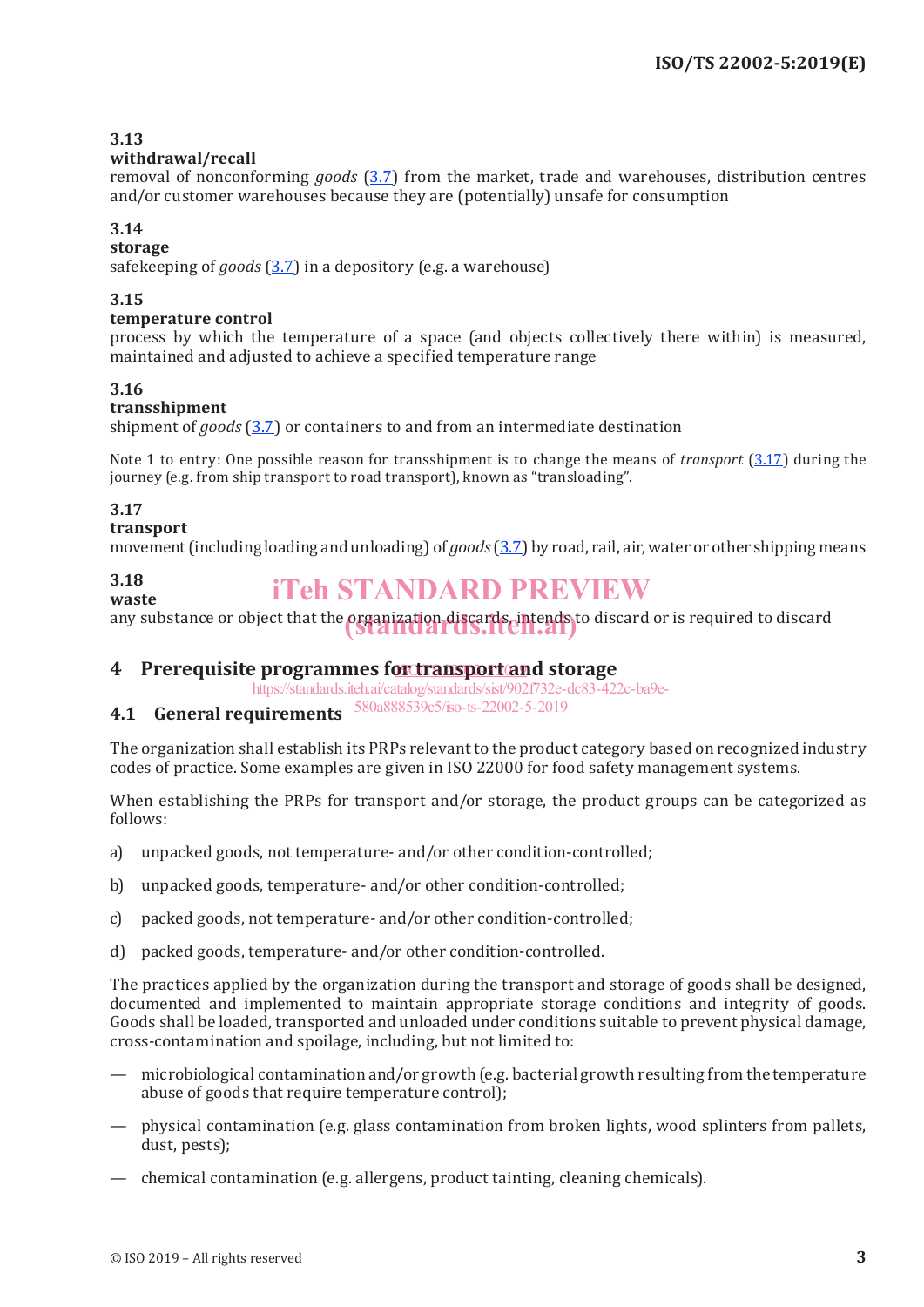**3.13**
**withdrawal/recall**
removal of nonconforming *goods* (3.7) from the market, trade and warehouses, distribution centres and/or customer warehouses because they are (potentially) unsafe for consumption

**3.14**
**storage**
safekeeping of *goods* (3.7) in a depository (e.g. a warehouse)

**3.15**
**temperature control**
process by which the temperature of a space (and objects collectively there within) is measured, maintained and adjusted to achieve a specified temperature range

**3.16**
**transshipment**
shipment of *goods* (3.7) or containers to and from an intermediate destination

Note 1 to entry: One possible reason for transshipment is to change the means of *transport* (3.17) during the journey (e.g. from ship transport to road transport), known as "transloading".

**3.17**
**transport**
movement (including loading and unloading) of *goods* (3.7) by road, rail, air, water or other shipping means

**3.18**
**waste**
any substance or object that the organization discards, intends to discard or is required to discard

## 4 Prerequisite programmes for transport and storage

### 4.1 General requirements

The organization shall establish its PRPs relevant to the product category based on recognized industry codes of practice. Some examples are given in ISO 22000 for food safety management systems.

When establishing the PRPs for transport and/or storage, the product groups can be categorized as follows:

a) unpacked goods, not temperature- and/or other condition-controlled;

b) unpacked goods, temperature- and/or other condition-controlled;

c) packed goods, not temperature- and/or other condition-controlled;

d) packed goods, temperature- and/or other condition-controlled.

The practices applied by the organization during the transport and storage of goods shall be designed, documented and implemented to maintain appropriate storage conditions and integrity of goods. Goods shall be loaded, transported and unloaded under conditions suitable to prevent physical damage, cross-contamination and spoilage, including, but not limited to:

— microbiological contamination and/or growth (e.g. bacterial growth resulting from the temperature abuse of goods that require temperature control);

— physical contamination (e.g. glass contamination from broken lights, wood splinters from pallets, dust, pests);

— chemical contamination (e.g. allergens, product tainting, cleaning chemicals).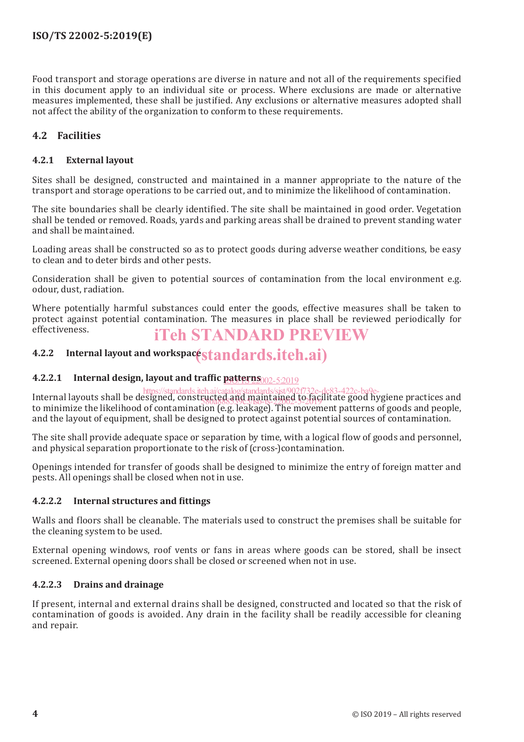Food transport and storage operations are diverse in nature and not all of the requirements specified in this document apply to an individual site or process. Where exclusions are made or alternative measures implemented, these shall be justified. Any exclusions or alternative measures adopted shall not affect the ability of the organization to conform to these requirements.

## 4.2 Facilities

### 4.2.1 External layout

Sites shall be designed, constructed and maintained in a manner appropriate to the nature of the transport and storage operations to be carried out, and to minimize the likelihood of contamination.

The site boundaries shall be clearly identified. The site shall be maintained in good order. Vegetation shall be tended or removed. Roads, yards and parking areas shall be drained to prevent standing water and shall be maintained.

Loading areas shall be constructed so as to protect goods during adverse weather conditions, be easy to clean and to deter birds and other pests.

Consideration shall be given to potential sources of contamination from the local environment e.g. odour, dust, radiation.

Where potentially harmful substances could enter the goods, effective measures shall be taken to protect against potential contamination. The measures in place shall be reviewed periodically for effectiveness.

### 4.2.2 Internal layout and workspace

#### 4.2.2.1 Internal design, layout and traffic patterns

Internal layouts shall be designed, constructed and maintained to facilitate good hygiene practices and to minimize the likelihood of contamination (e.g. leakage). The movement patterns of goods and people, and the layout of equipment, shall be designed to protect against potential sources of contamination.

The site shall provide adequate space or separation by time, with a logical flow of goods and personnel, and physical separation proportionate to the risk of (cross-)contamination.

Openings intended for transfer of goods shall be designed to minimize the entry of foreign matter and pests. All openings shall be closed when not in use.

#### 4.2.2.2 Internal structures and fittings

Walls and floors shall be cleanable. The materials used to construct the premises shall be suitable for the cleaning system to be used.

External opening windows, roof vents or fans in areas where goods can be stored, shall be insect screened. External opening doors shall be closed or screened when not in use.

#### 4.2.2.3 Drains and drainage

If present, internal and external drains shall be designed, constructed and located so that the risk of contamination of goods is avoided. Any drain in the facility shall be readily accessible for cleaning and repair.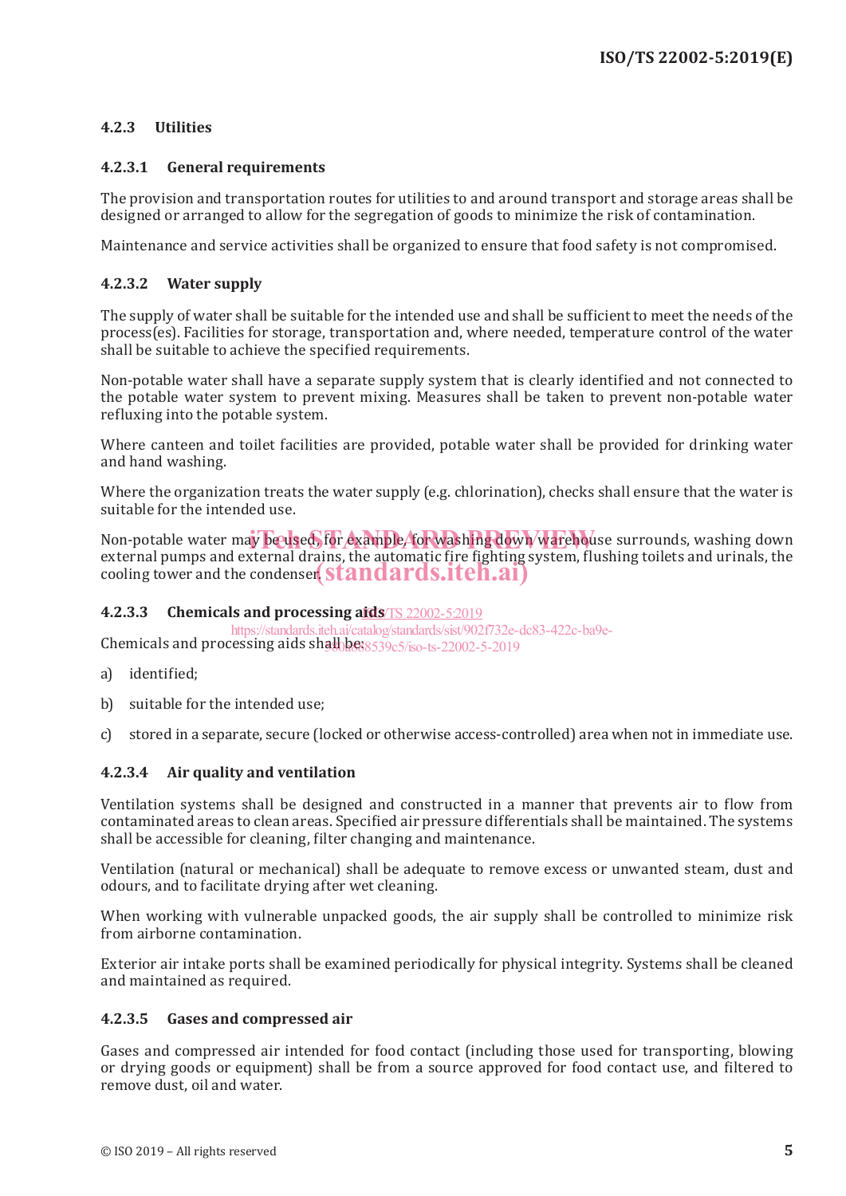### 4.2.3 Utilities

#### 4.2.3.1 General requirements

The provision and transportation routes for utilities to and around transport and storage areas shall be designed or arranged to allow for the segregation of goods to minimize the risk of contamination.

Maintenance and service activities shall be organized to ensure that food safety is not compromised.

#### 4.2.3.2 Water supply

The supply of water shall be suitable for the intended use and shall be sufficient to meet the needs of the process(es). Facilities for storage, transportation and, where needed, temperature control of the water shall be suitable to achieve the specified requirements.

Non-potable water shall have a separate supply system that is clearly identified and not connected to the potable water system to prevent mixing. Measures shall be taken to prevent non-potable water refluxing into the potable system.

Where canteen and toilet facilities are provided, potable water shall be provided for drinking water and hand washing.

Where the organization treats the water supply (e.g. chlorination), checks shall ensure that the water is suitable for the intended use.

Non-potable water may be used, for example, for washing down warehouse surrounds, washing down external pumps and external drains, the automatic fire fighting system, flushing toilets and urinals, the cooling tower and the condenser.

#### 4.2.3.3 Chemicals and processing aids

Chemicals and processing aids shall be:

a) identified;

b) suitable for the intended use;

c) stored in a separate, secure (locked or otherwise access-controlled) area when not in immediate use.

#### 4.2.3.4 Air quality and ventilation

Ventilation systems shall be designed and constructed in a manner that prevents air to flow from contaminated areas to clean areas. Specified air pressure differentials shall be maintained. The systems shall be accessible for cleaning, filter changing and maintenance.

Ventilation (natural or mechanical) shall be adequate to remove excess or unwanted steam, dust and odours, and to facilitate drying after wet cleaning.

When working with vulnerable unpacked goods, the air supply shall be controlled to minimize risk from airborne contamination.

Exterior air intake ports shall be examined periodically for physical integrity. Systems shall be cleaned and maintained as required.

#### 4.2.3.5 Gases and compressed air

Gases and compressed air intended for food contact (including those used for transporting, blowing or drying goods or equipment) shall be from a source approved for food contact use, and filtered to remove dust, oil and water.